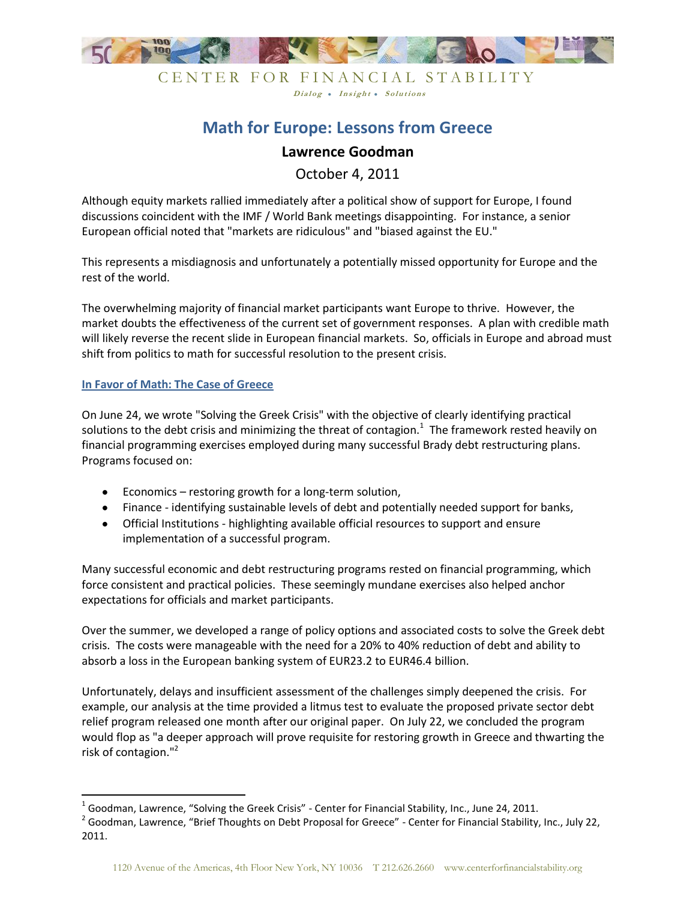CENTER FOR FINANCIAL STABILITY

*Dialog • Insight • Solutions*

# Math for Europe: Lessons from Greece

**Lawrence Goodman**

October 4, 2011

Although equity markets rallied immediately after a political show of support for Europe, I found discussions coincident with the IMF / World Bank meetings disappointing. For instance, a senior European official noted that "markets are ridiculous" and "biased against the EU."

This represents a misdiagnosis and unfortunately a potentially missed opportunity for Europe and the rest of the world.

The overwhelming majority of financial market participants want Europe to thrive. However, the market doubts the effectiveness of the current set of government responses. A plan with credible math will likely reverse the recent slide in European financial markets. So, officials in Europe and abroad must shift from politics to math for successful resolution to the present crisis.

## In Favor of Math: The Case of Greece

On June 24, we wrote "Solving the Greek Crisis" with the objective of clearly identifying practical solutions to the debt crisis and minimizing the threat of contagion.[1] The framework rested heavily on financial programming exercises employed during many successful Brady debt restructuring plans. Programs focused on:

- Economics – restoring growth for a long-term solution,
- Finance - identifying sustainable levels of debt and potentially needed support for banks,
- Official Institutions - highlighting available official resources to support and ensure implementation of a successful program.

Many successful economic and debt restructuring programs rested on financial programming, which force consistent and practical policies. These seemingly mundane exercises also helped anchor expectations for officials and market participants.

Over the summer, we developed a range of policy options and associated costs to solve the Greek debt crisis. The costs were manageable with the need for a 20% to 40% reduction of debt and ability to absorb a loss in the European banking system of EUR23.2 to EUR46.4 billion.

Unfortunately, delays and insufficient assessment of the challenges simply deepened the crisis. For example, our analysis at the time provided a litmus test to evaluate the proposed private sector debt relief program released one month after our original paper. On July 22, we concluded the program would flop as "a deeper approach will prove requisite for restoring growth in Greece and thwarting the risk of contagion."[2]

---

[1] Goodman, Lawrence, "Solving the Greek Crisis" - Center for Financial Stability, Inc., June 24, 2011.

[2] Goodman, Lawrence, "Brief Thoughts on Debt Proposal for Greece" - Center for Financial Stability, Inc., July 22, 2011.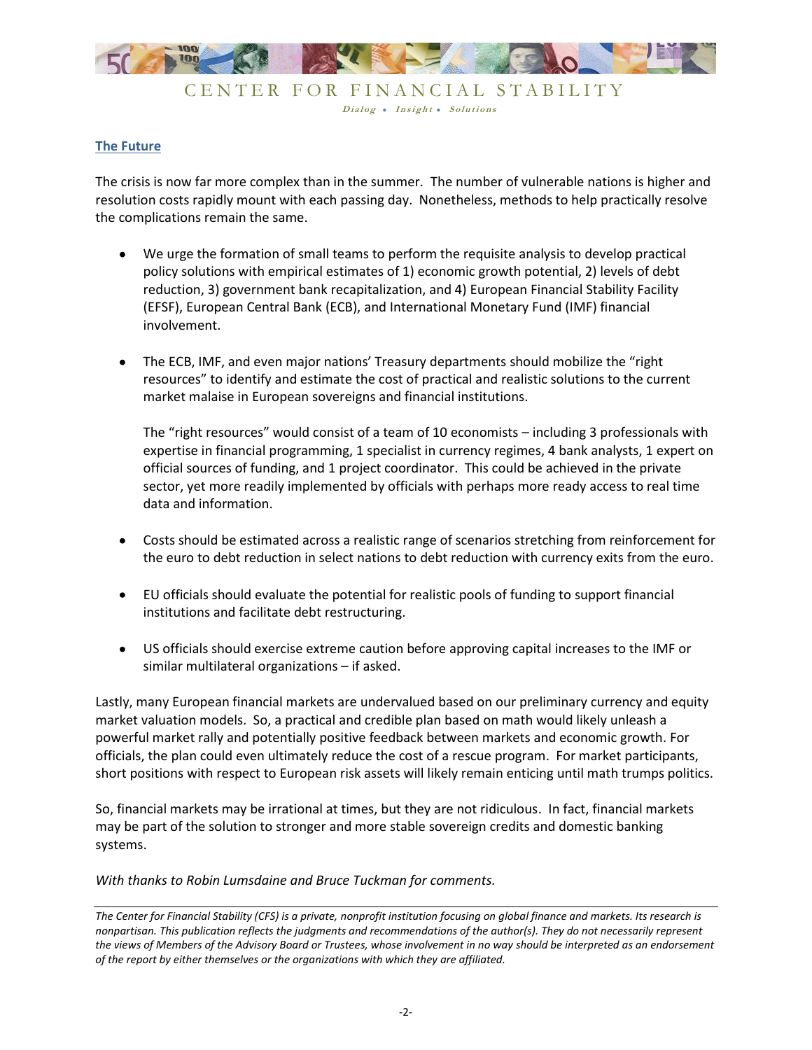## The Future

The crisis is now far more complex than in the summer. The number of vulnerable nations is higher and resolution costs rapidly mount with each passing day. Nonetheless, methods to help practically resolve the complications remain the same.

- We urge the formation of small teams to perform the requisite analysis to develop practical policy solutions with empirical estimates of 1) economic growth potential, 2) levels of debt reduction, 3) government bank recapitalization, and 4) European Financial Stability Facility (EFSF), European Central Bank (ECB), and International Monetary Fund (IMF) financial involvement.

- The ECB, IMF, and even major nations' Treasury departments should mobilize the "right resources" to identify and estimate the cost of practical and realistic solutions to the current market malaise in European sovereigns and financial institutions.

  The "right resources" would consist of a team of 10 economists – including 3 professionals with expertise in financial programming, 1 specialist in currency regimes, 4 bank analysts, 1 expert on official sources of funding, and 1 project coordinator. This could be achieved in the private sector, yet more readily implemented by officials with perhaps more ready access to real time data and information.

- Costs should be estimated across a realistic range of scenarios stretching from reinforcement for the euro to debt reduction in select nations to debt reduction with currency exits from the euro.

- EU officials should evaluate the potential for realistic pools of funding to support financial institutions and facilitate debt restructuring.

- US officials should exercise extreme caution before approving capital increases to the IMF or similar multilateral organizations – if asked.

Lastly, many European financial markets are undervalued based on our preliminary currency and equity market valuation models. So, a practical and credible plan based on math would likely unleash a powerful market rally and potentially positive feedback between markets and economic growth. For officials, the plan could even ultimately reduce the cost of a rescue program. For market participants, short positions with respect to European risk assets will likely remain enticing until math trumps politics.

So, financial markets may be irrational at times, but they are not ridiculous. In fact, financial markets may be part of the solution to stronger and more stable sovereign credits and domestic banking systems.

*With thanks to Robin Lumsdaine and Bruce Tuckman for comments.*

---

*The Center for Financial Stability (CFS) is a private, nonprofit institution focusing on global finance and markets. Its research is nonpartisan. This publication reflects the judgments and recommendations of the author(s). They do not necessarily represent the views of Members of the Advisory Board or Trustees, whose involvement in no way should be interpreted as an endorsement of the report by either themselves or the organizations with which they are affiliated.*